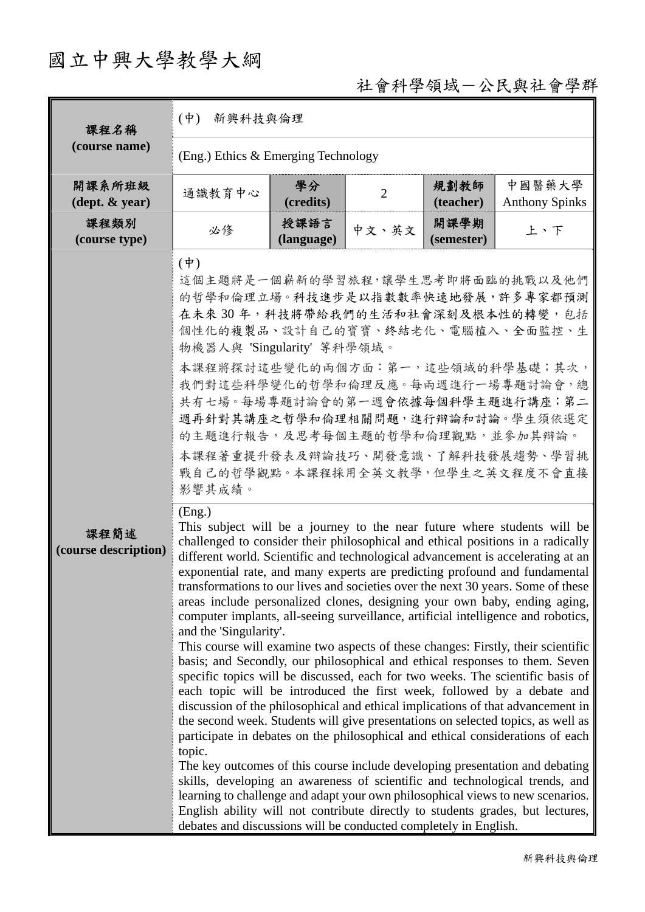# 國立中興大學教學大綱

## 社會科學領域－公民與社會學群

| 課程名稱 (course name) | (中) 新興科技與倫理 | | | | |
|---|---|---|---|---|---|
| | (Eng.) Ethics & Emerging Technology | | | | |
| 開課系所班級 (dept. & year) | 通識教育中心 | 學分 (credits) | 2 | 規劃教師 (teacher) | 中國醫藥大學 Anthony Spinks |
| 課程類別 (course type) | 必修 | 授課語言 (language) | 中文、英文 | 開課學期 (semester) | 上、下 |
| 課程簡述 (course description) | (中)<br>這個主題將是一個嶄新的學習旅程，讓學生思考即將面臨的挑戰以及他們的哲學和倫理立場。科技進步是以指數數率快速地發展，許多專家都預測在未來 30 年，科技將帶給我們的生活和社會深刻及根本性的轉變，包括個性化的複製品、設計自己的寶寶、終結老化、電腦植入、全面監控、生物機器人與 'Singularity' 等科學領域。<br>本課程將探討這些變化的兩個方面：第一，這些領域的科學基礎；其次，我們對這些科學變化的哲學和倫理反應。每兩週進行一場專題討論會，總共有七場。每場專題討論會的第一週會依據每個科學主題進行講座；第二週再針對其講座之哲學和倫理相關問題，進行辯論和討論。學生須依選定的主題進行報告，及思考每個主題的哲學和倫理觀點，並參加其辯論。<br>本課程著重提升發表及辯論技巧、開發意識、了解科技發展趨勢、學習挑戰自己的哲學觀點。本課程採用全英文教學，但學生之英文程度不會直接影響其成績。 | | | | |
| | (Eng.)<br>This subject will be a journey to the near future where students will be challenged to consider their philosophical and ethical positions in a radically different world. Scientific and technological advancement is accelerating at an exponential rate, and many experts are predicting profound and fundamental transformations to our lives and societies over the next 30 years. Some of these areas include personalized clones, designing your own baby, ending aging, computer implants, all-seeing surveillance, artificial intelligence and robotics, and the 'Singularity'.<br>This course will examine two aspects of these changes: Firstly, their scientific basis; and Secondly, our philosophical and ethical responses to them. Seven specific topics will be discussed, each for two weeks. The scientific basis of each topic will be introduced the first week, followed by a debate and discussion of the philosophical and ethical implications of that advancement in the second week. Students will give presentations on selected topics, as well as participate in debates on the philosophical and ethical considerations of each topic.<br>The key outcomes of this course include developing presentation and debating skills, developing an awareness of scientific and technological trends, and learning to challenge and adapt your own philosophical views to new scenarios. English ability will not contribute directly to students grades, but lectures, debates and discussions will be conducted completely in English. | | | | |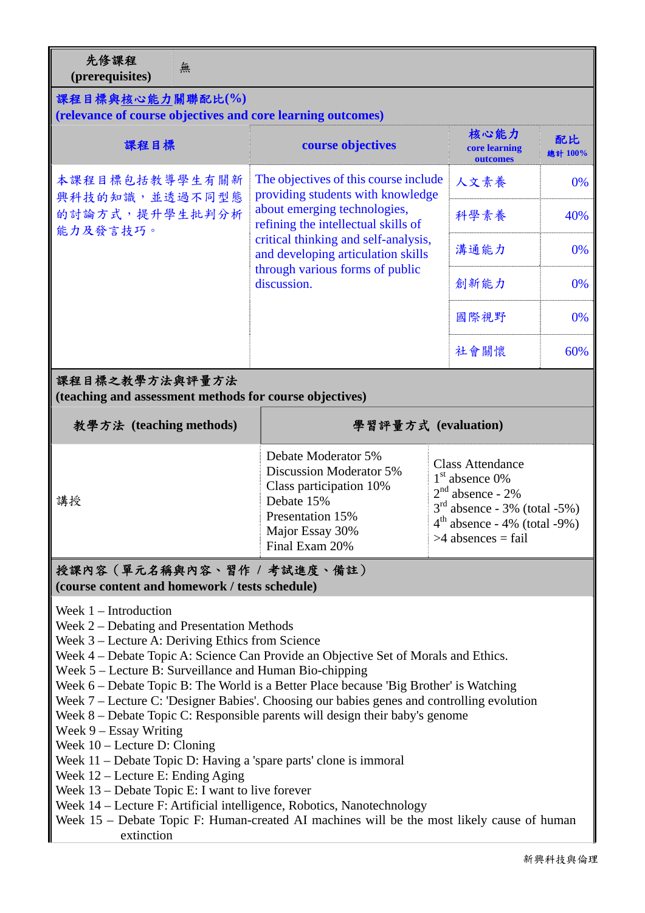| 先修課程 (prerequisites) | 無 |
|---|---|

**課程目標與核心能力關聯配比(%)**
**(relevance of course objectives and core learning outcomes)**

| 課程目標 | course objectives | 核心能力 core learning outcomes | 配比 總計 100% |
|---|---|---|---|
| 本課程目標包括教導學生有關新興科技的知識，並透過不同型態的討論方式，提升學生批判分析能力及發言技巧。 | The objectives of this course include providing students with knowledge about emerging technologies, refining the intellectual skills of critical thinking and self-analysis, and developing articulation skills through various forms of public discussion. | 人文素養 | 0% |
| | | 科學素養 | 40% |
| | | 溝通能力 | 0% |
| | | 創新能力 | 0% |
| | | 國際視野 | 0% |
| | | 社會關懷 | 60% |

**課程目標之教學方法與評量方法**
**(teaching and assessment methods for course objectives)**

| 教學方法 (teaching methods) | 學習評量方式 (evaluation) | |
|---|---|---|
| 講授 | Debate Moderator 5%<br>Discussion Moderator 5%<br>Class participation 10%<br>Debate 15%<br>Presentation 15%<br>Major Essay 30%<br>Final Exam 20% | Class Attendance<br>1st absence 0%<br>2nd absence - 2%<br>3rd absence - 3% (total -5%)<br>4th absence - 4% (total -9%)<br>>4 absences = fail |

**授課內容（單元名稱與內容、習作 / 考試進度、備註）**
**(course content and homework / tests schedule)**

Week 1 – Introduction
Week 2 – Debating and Presentation Methods
Week 3 – Lecture A: Deriving Ethics from Science
Week 4 – Debate Topic A: Science Can Provide an Objective Set of Morals and Ethics.
Week 5 – Lecture B: Surveillance and Human Bio-chipping
Week 6 – Debate Topic B: The World is a Better Place because 'Big Brother' is Watching
Week 7 – Lecture C: 'Designer Babies'. Choosing our babies genes and controlling evolution
Week 8 – Debate Topic C: Responsible parents will design their baby's genome
Week 9 – Essay Writing
Week 10 – Lecture D: Cloning
Week 11 – Debate Topic D: Having a 'spare parts' clone is immoral
Week 12 – Lecture E: Ending Aging
Week 13 – Debate Topic E: I want to live forever
Week 14 – Lecture F: Artificial intelligence, Robotics, Nanotechnology
Week 15 – Debate Topic F: Human-created AI machines will be the most likely cause of human extinction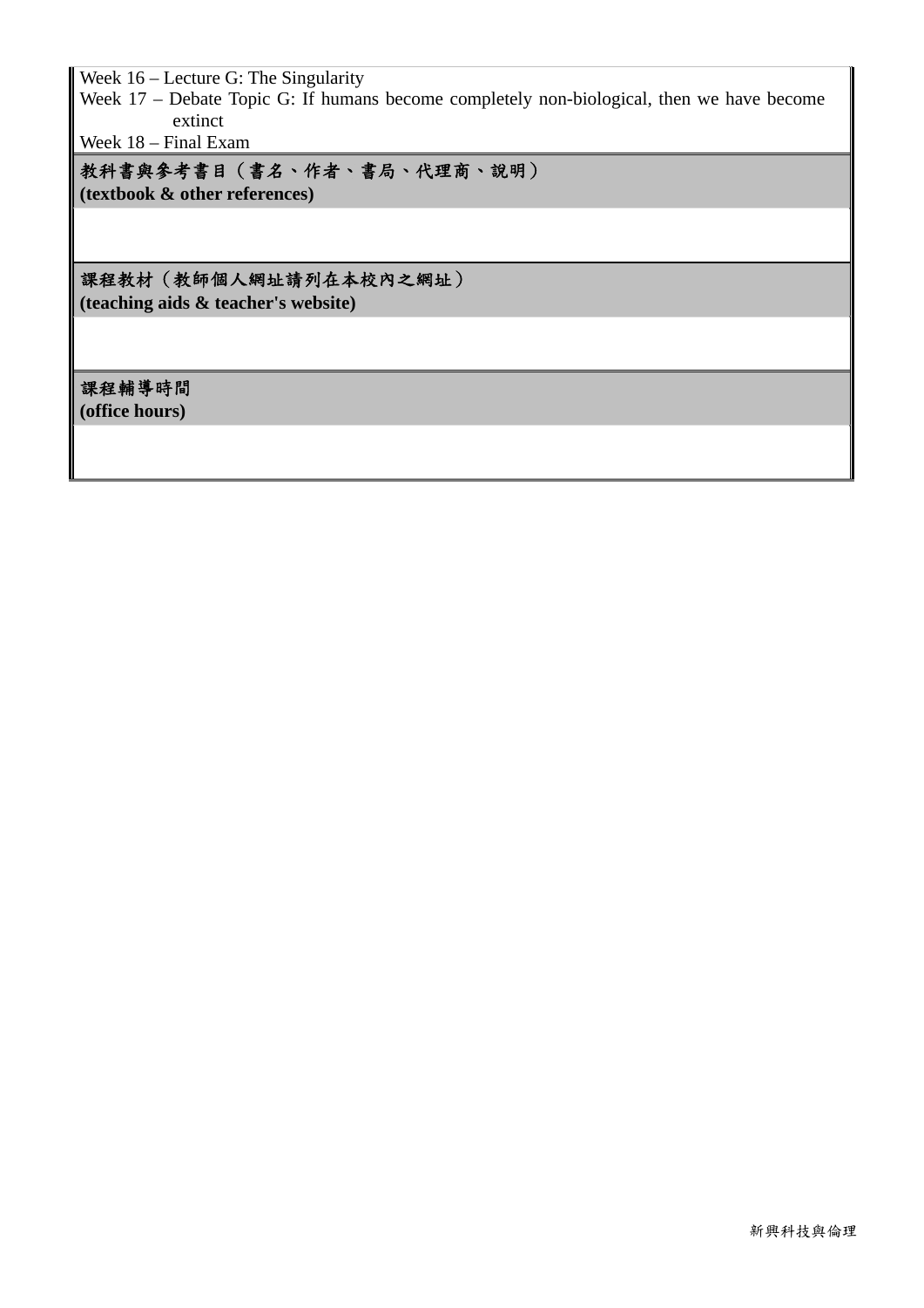Week 16 – Lecture G: The Singularity
Week 17 – Debate Topic G: If humans become completely non-biological, then we have become extinct
Week 18 – Final Exam

**教科書與參考書目（書名、作者、書局、代理商、說明）**
**(textbook & other references)**

**課程教材（教師個人網址請列在本校內之網址）**
**(teaching aids & teacher's website)**

**課程輔導時間**
**(office hours)**